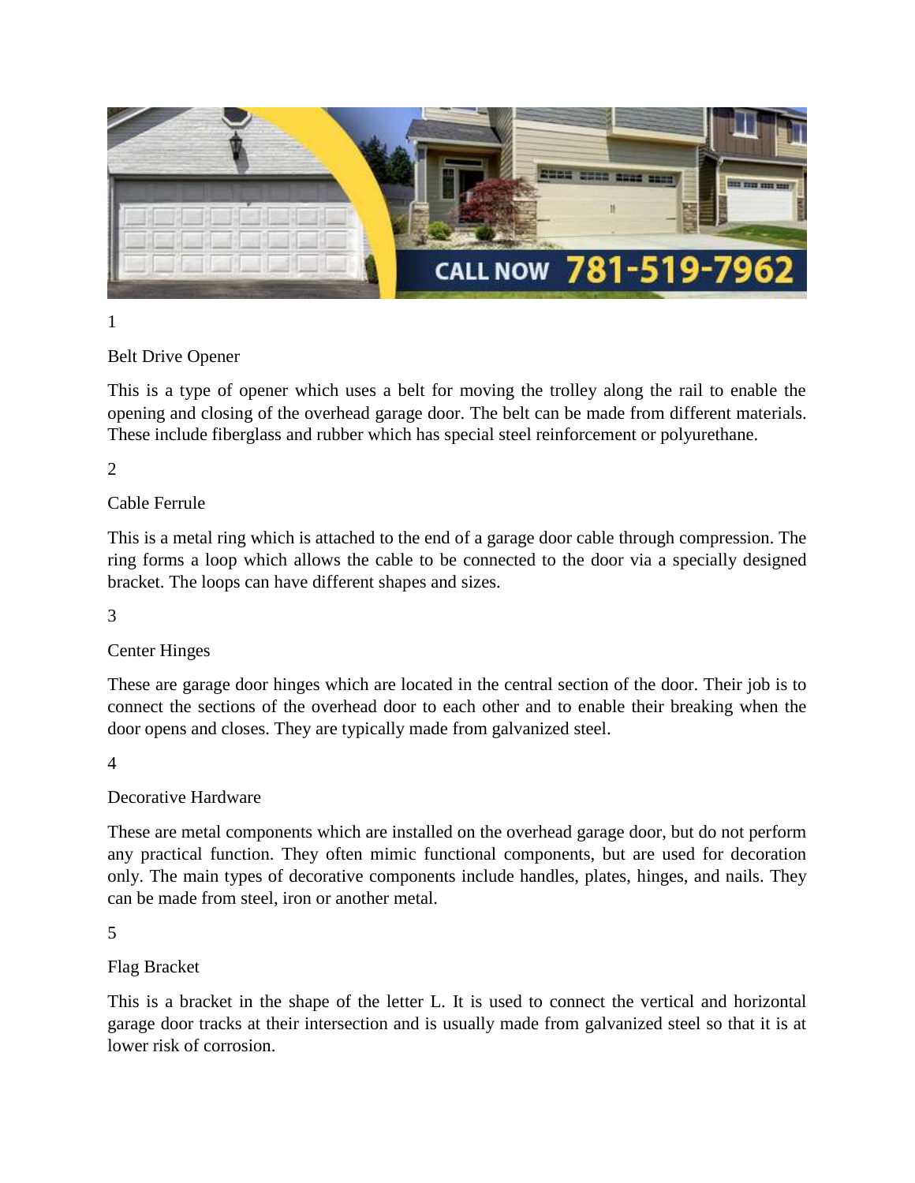1

Belt Drive Opener

This is a type of opener which uses a belt for moving the trolley along the rail to enable the opening and closing of the overhead garage door. The belt can be made from different materials. These include fiberglass and rubber which has special steel reinforcement or polyurethane.

2

Cable Ferrule

This is a metal ring which is attached to the end of a garage door cable through compression. The ring forms a loop which allows the cable to be connected to the door via a specially designed bracket. The loops can have different shapes and sizes.

3

Center Hinges

These are garage door hinges which are located in the central section of the door. Their job is to connect the sections of the overhead door to each other and to enable their breaking when the door opens and closes. They are typically made from galvanized steel.

4

Decorative Hardware

These are metal components which are installed on the overhead garage door, but do not perform any practical function. They often mimic functional components, but are used for decoration only. The main types of decorative components include handles, plates, hinges, and nails. They can be made from steel, iron or another metal.

5

Flag Bracket

This is a bracket in the shape of the letter L. It is used to connect the vertical and horizontal garage door tracks at their intersection and is usually made from galvanized steel so that it is at lower risk of corrosion.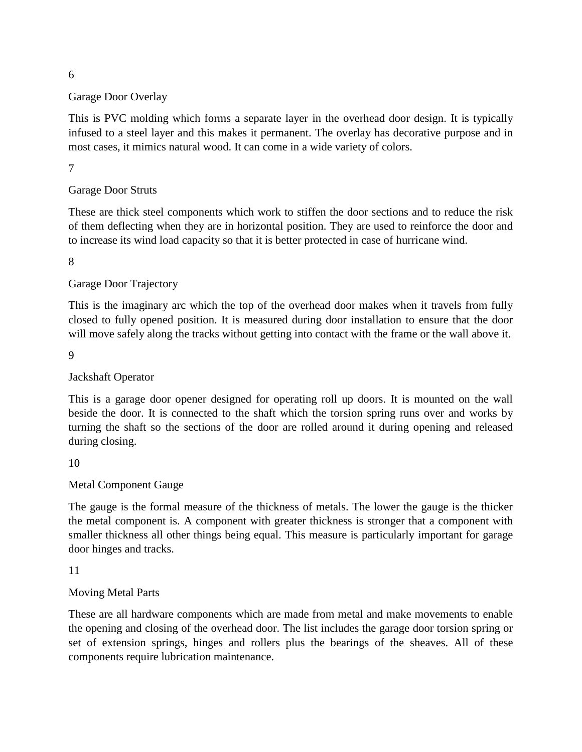6

Garage Door Overlay

This is PVC molding which forms a separate layer in the overhead door design. It is typically infused to a steel layer and this makes it permanent. The overlay has decorative purpose and in most cases, it mimics natural wood. It can come in a wide variety of colors.

7

Garage Door Struts

These are thick steel components which work to stiffen the door sections and to reduce the risk of them deflecting when they are in horizontal position. They are used to reinforce the door and to increase its wind load capacity so that it is better protected in case of hurricane wind.

8

Garage Door Trajectory

This is the imaginary arc which the top of the overhead door makes when it travels from fully closed to fully opened position. It is measured during door installation to ensure that the door will move safely along the tracks without getting into contact with the frame or the wall above it.

9

Jackshaft Operator

This is a garage door opener designed for operating roll up doors. It is mounted on the wall beside the door. It is connected to the shaft which the torsion spring runs over and works by turning the shaft so the sections of the door are rolled around it during opening and released during closing.

10

Metal Component Gauge

The gauge is the formal measure of the thickness of metals. The lower the gauge is the thicker the metal component is. A component with greater thickness is stronger that a component with smaller thickness all other things being equal. This measure is particularly important for garage door hinges and tracks.

11

Moving Metal Parts

These are all hardware components which are made from metal and make movements to enable the opening and closing of the overhead door. The list includes the garage door torsion spring or set of extension springs, hinges and rollers plus the bearings of the sheaves. All of these components require lubrication maintenance.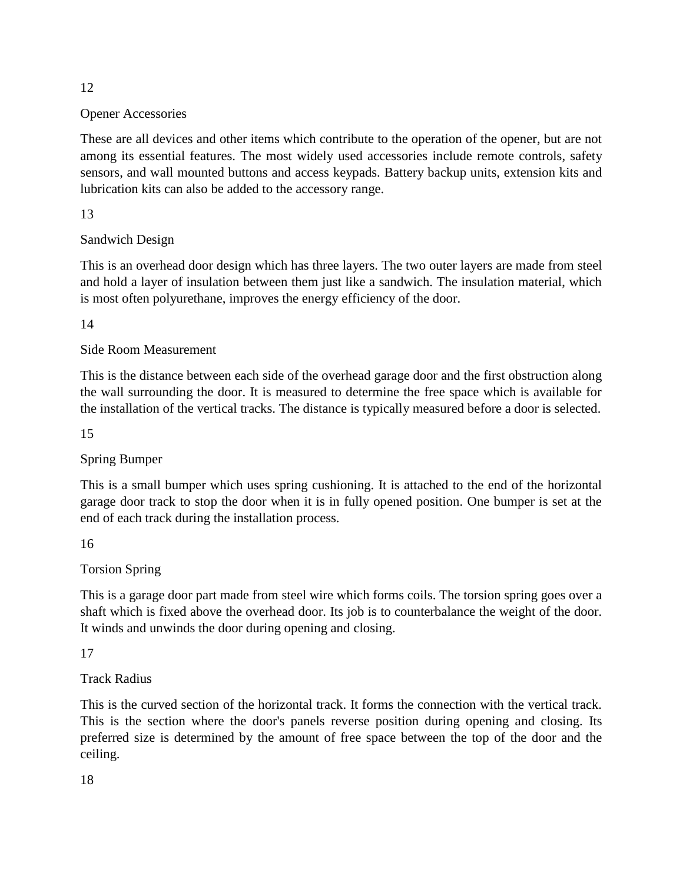12

## Opener Accessories

These are all devices and other items which contribute to the operation of the opener, but are not among its essential features. The most widely used accessories include remote controls, safety sensors, and wall mounted buttons and access keypads. Battery backup units, extension kits and lubrication kits can also be added to the accessory range.

13

## Sandwich Design

This is an overhead door design which has three layers. The two outer layers are made from steel and hold a layer of insulation between them just like a sandwich. The insulation material, which is most often polyurethane, improves the energy efficiency of the door.

14

## Side Room Measurement

This is the distance between each side of the overhead garage door and the first obstruction along the wall surrounding the door. It is measured to determine the free space which is available for the installation of the vertical tracks. The distance is typically measured before a door is selected.

15

## Spring Bumper

This is a small bumper which uses spring cushioning. It is attached to the end of the horizontal garage door track to stop the door when it is in fully opened position. One bumper is set at the end of each track during the installation process.

16

## Torsion Spring

This is a garage door part made from steel wire which forms coils. The torsion spring goes over a shaft which is fixed above the overhead door. Its job is to counterbalance the weight of the door. It winds and unwinds the door during opening and closing.

17

## Track Radius

This is the curved section of the horizontal track. It forms the connection with the vertical track. This is the section where the door's panels reverse position during opening and closing. Its preferred size is determined by the amount of free space between the top of the door and the ceiling.

18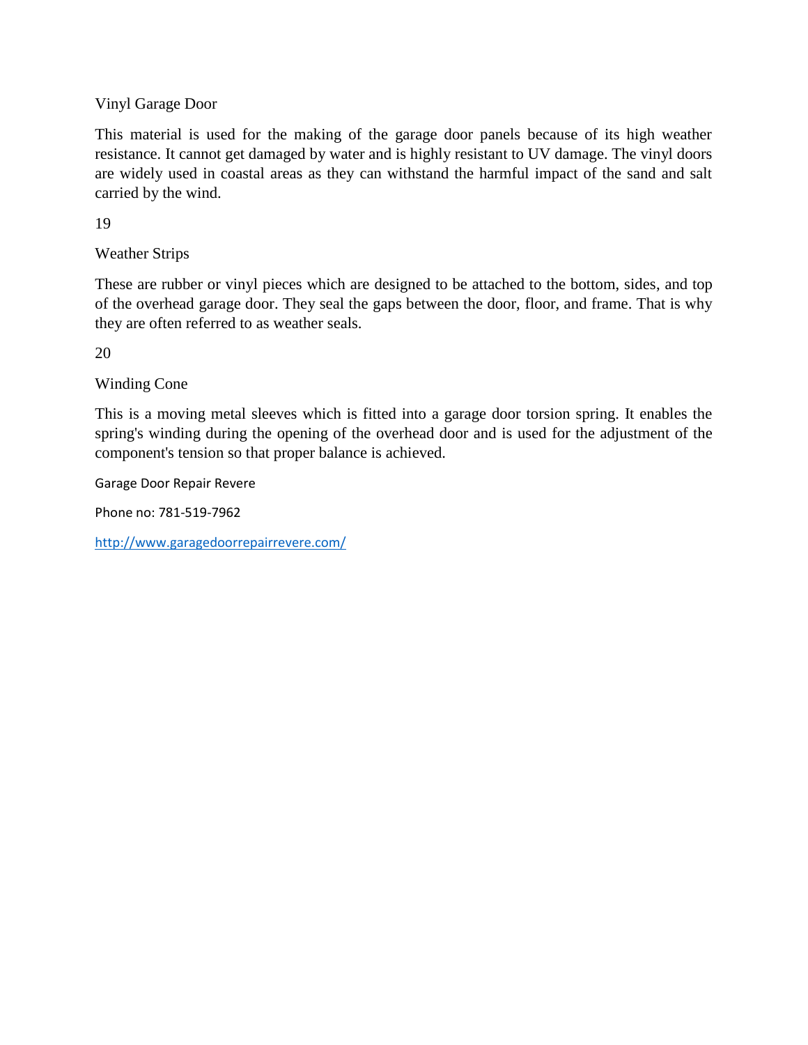Vinyl Garage Door

This material is used for the making of the garage door panels because of its high weather resistance. It cannot get damaged by water and is highly resistant to UV damage. The vinyl doors are widely used in coastal areas as they can withstand the harmful impact of the sand and salt carried by the wind.

19

Weather Strips

These are rubber or vinyl pieces which are designed to be attached to the bottom, sides, and top of the overhead garage door. They seal the gaps between the door, floor, and frame. That is why they are often referred to as weather seals.

20

Winding Cone

This is a moving metal sleeves which is fitted into a garage door torsion spring. It enables the spring's winding during the opening of the overhead door and is used for the adjustment of the component's tension so that proper balance is achieved.

Garage Door Repair Revere

Phone no: 781-519-7962

http://www.garagedoorrepairrevere.com/